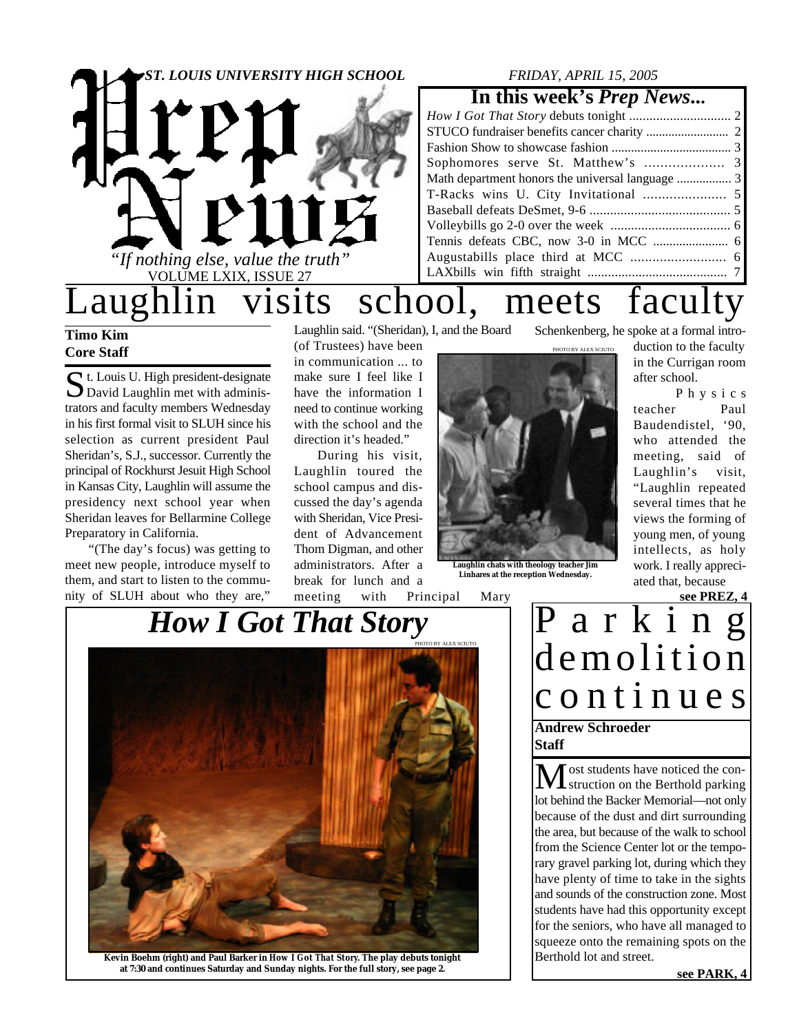# Prep News

*ST. LOUIS UNIVERSITY HIGH SCHOOL*

*"If nothing else, value the truth"*

VOLUME LXIX, ISSUE 27

*FRIDAY, APRIL 15, 2005*

## In this week's *Prep News...*

- *How I Got That Story* debuts tonight ... 2
- STUCO fundraiser benefits cancer charity ... 2
- Fashion Show to showcase fashion ... 3
- Sophomores serve St. Matthew's ... 3
- Math department honors the universal language ... 3
- T-Racks wins U. City Invitational ... 5
- Baseball defeats DeSmet, 9-6 ... 5
- Volleybills go 2-0 over the week ... 6
- Tennis defeats CBC, now 3-0 in MCC ... 6
- Augustabills place third at MCC ... 6
- LAXbills win fifth straight ... 7

# Laughlin visits school, meets faculty

**Timo Kim**
**Core Staff**

St. Louis U. High president-designate David Laughlin met with administrators and faculty members Wednesday in his first formal visit to SLUH since his selection as current president Paul Sheridan's, S.J., successor. Currently the principal of Rockhurst Jesuit High School in Kansas City, Laughlin will assume the presidency next school year when Sheridan leaves for Bellarmine College Preparatory in California.

"(The day's focus) was getting to meet new people, introduce myself to them, and start to listen to the community of SLUH about who they are," Laughlin said. "(Sheridan), I, and the Board (of Trustees) have been in communication ... to make sure I feel like I have the information I need to continue working with the school and the direction it's headed."

During his visit, Laughlin toured the school campus and discussed the day's agenda with Sheridan, Vice President of Advancement Thom Digman, and other administrators. After a break for lunch and a meeting with Principal Mary Schenkenberg, he spoke at a formal introduction to the faculty in the Currigan room after school.

PHOTO BY ALEX SCIUTO

Laughlin chats with theology teacher Jim Linhares at the reception Wednesday.

Physics teacher Paul Baudendistel, '90, who attended the meeting, said of Laughlin's visit, "Laughlin repeated several times that he views the forming of young men, of young intellects, as holy work. I really appreciated that, because

**see PREZ, 4**

# *How I Got That Story*

PHOTO BY ALEX SCIUTO

**Kevin Boehm (right) and Paul Barker in *How I Got That Story*. The play debuts tonight at 7:30 and continues Saturday and Sunday nights. For the full story, see page 2.**

# Parking demolition continues

**Andrew Schroeder**
**Staff**

Most students have noticed the construction on the Berthold parking lot behind the Backer Memorial—not only because of the dust and dirt surrounding the area, but because of the walk to school from the Science Center lot or the temporary gravel parking lot, during which they have plenty of time to take in the sights and sounds of the construction zone. Most students have had this opportunity except for the seniors, who have all managed to squeeze onto the remaining spots on the Berthold lot and street.

**see PARK, 4**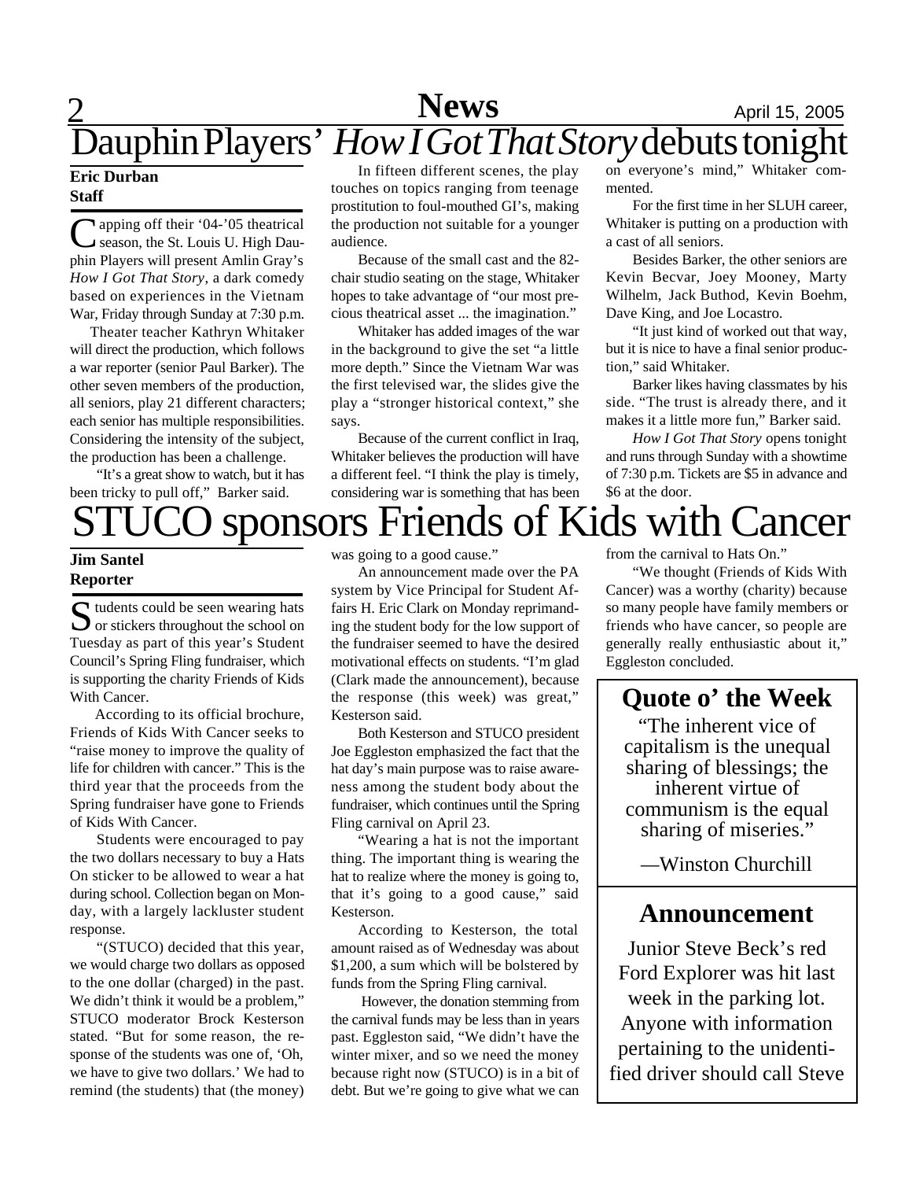# Dauphin Players' *How I Got That Story* debuts tonight

**Eric Durban**
**Staff**

Capping off their '04-'05 theatrical season, the St. Louis U. High Dauphin Players will present Amlin Gray's *How I Got That Story*, a dark comedy based on experiences in the Vietnam War, Friday through Sunday at 7:30 p.m.

Theater teacher Kathryn Whitaker will direct the production, which follows a war reporter (senior Paul Barker). The other seven members of the production, all seniors, play 21 different characters; each senior has multiple responsibilities. Considering the intensity of the subject, the production has been a challenge.

"It's a great show to watch, but it has been tricky to pull off," Barker said.

In fifteen different scenes, the play touches on topics ranging from teenage prostitution to foul-mouthed GI's, making the production not suitable for a younger audience.

Because of the small cast and the 82-chair studio seating on the stage, Whitaker hopes to take advantage of "our most precious theatrical asset ... the imagination."

Whitaker has added images of the war in the background to give the set "a little more depth." Since the Vietnam War was the first televised war, the slides give the play a "stronger historical context," she says.

Because of the current conflict in Iraq, Whitaker believes the production will have a different feel. "I think the play is timely, considering war is something that has been on everyone's mind," Whitaker commented.

For the first time in her SLUH career, Whitaker is putting on a production with a cast of all seniors.

Besides Barker, the other seniors are Kevin Becvar, Joey Mooney, Marty Wilhelm, Jack Buthod, Kevin Boehm, Dave King, and Joe Locastro.

"It just kind of worked out that way, but it is nice to have a final senior production," said Whitaker.

Barker likes having classmates by his side. "The trust is already there, and it makes it a little more fun," Barker said.

*How I Got That Story* opens tonight and runs through Sunday with a showtime of 7:30 p.m. Tickets are $5 in advance and $6 at the door.

# STUCO sponsors Friends of Kids with Cancer

**Jim Santel**
**Reporter**

Students could be seen wearing hats or stickers throughout the school on Tuesday as part of this year's Student Council's Spring Fling fundraiser, which is supporting the charity Friends of Kids With Cancer.

According to its official brochure, Friends of Kids With Cancer seeks to "raise money to improve the quality of life for children with cancer." This is the third year that the proceeds from the Spring fundraiser have gone to Friends of Kids With Cancer.

Students were encouraged to pay the two dollars necessary to buy a Hats On sticker to be allowed to wear a hat during school. Collection began on Monday, with a largely lackluster student response.

"(STUCO) decided that this year, we would charge two dollars as opposed to the one dollar (charged) in the past. We didn't think it would be a problem," STUCO moderator Brock Kesterson stated. "But for some reason, the response of the students was one of, 'Oh, we have to give two dollars.' We had to remind (the students) that (the money) was going to a good cause."

An announcement made over the PA system by Vice Principal for Student Affairs H. Eric Clark on Monday reprimanding the student body for the low support of the fundraiser seemed to have the desired motivational effects on students. "I'm glad (Clark made the announcement), because the response (this week) was great," Kesterson said.

Both Kesterson and STUCO president Joe Eggleston emphasized the fact that the hat day's main purpose was to raise awareness among the student body about the fundraiser, which continues until the Spring Fling carnival on April 23.

"Wearing a hat is not the important thing. The important thing is wearing the hat to realize where the money is going to, that it's going to a good cause," said Kesterson.

According to Kesterson, the total amount raised as of Wednesday was about $1,200, a sum which will be bolstered by funds from the Spring Fling carnival.

However, the donation stemming from the carnival funds may be less than in years past. Eggleston said, "We didn't have the winter mixer, and so we need the money because right now (STUCO) is in a bit of debt. But we're going to give what we can from the carnival to Hats On."

"We thought (Friends of Kids With Cancer) was a worthy (charity) because so many people have family members or friends who have cancer, so people are generally really enthusiastic about it," Eggleston concluded.

## Quote o' the Week

"The inherent vice of capitalism is the unequal sharing of blessings; the inherent virtue of communism is the equal sharing of miseries."

—Winston Churchill

## Announcement

Junior Steve Beck's red Ford Explorer was hit last week in the parking lot. Anyone with information pertaining to the unidentified driver should call Steve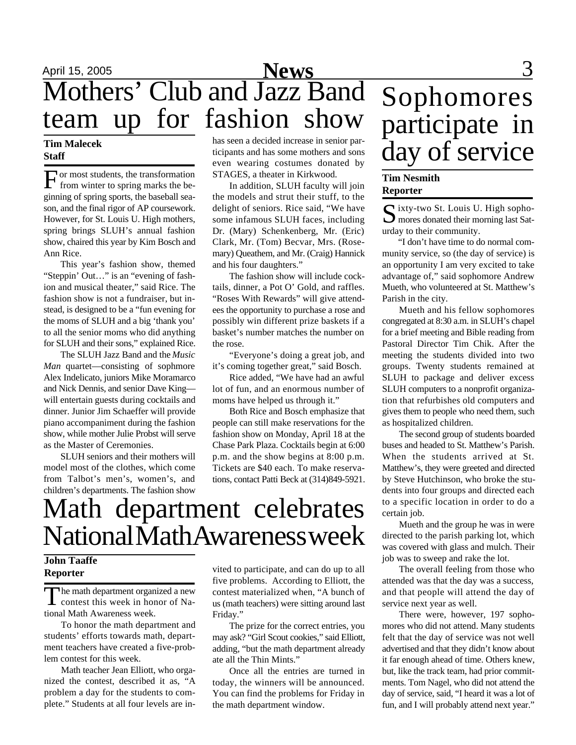# Mothers' Club and Jazz Band team up for fashion show

**Tim Malecek**
**Staff**

For most students, the transformation from winter to spring marks the beginning of spring sports, the baseball season, and the final rigor of AP coursework. However, for St. Louis U. High mothers, spring brings SLUH's annual fashion show, chaired this year by Kim Bosch and Ann Rice.

This year's fashion show, themed "Steppin' Out…" is an "evening of fashion and musical theater," said Rice. The fashion show is not a fundraiser, but instead, is designed to be a "fun evening for the moms of SLUH and a big 'thank you' to all the senior moms who did anything for SLUH and their sons," explained Rice.

The SLUH Jazz Band and the *Music Man* quartet—consisting of sophmore Alex Indelicato, juniors Mike Moramarco and Nick Dennis, and senior Dave King—will entertain guests during cocktails and dinner. Junior Jim Schaeffer will provide piano accompaniment during the fashion show, while mother Julie Probst will serve as the Master of Ceremonies.

SLUH seniors and their mothers will model most of the clothes, which come from Talbot's men's, women's, and children's departments. The fashion show has seen a decided increase in senior participants and has some mothers and sons even wearing costumes donated by STAGES, a theater in Kirkwood.

In addition, SLUH faculty will join the models and strut their stuff, to the delight of seniors. Rice said, "We have some infamous SLUH faces, including Dr. (Mary) Schenkenberg, Mr. (Eric) Clark, Mr. (Tom) Becvar, Mrs. (Rosemary) Queathem, and Mr. (Craig) Hannick and his four daughters."

The fashion show will include cocktails, dinner, a Pot O' Gold, and raffles. "Roses With Rewards" will give attendees the opportunity to purchase a rose and possibly win different prize baskets if a basket's number matches the number on the rose.

"Everyone's doing a great job, and it's coming together great," said Bosch.

Rice added, "We have had an awful lot of fun, and an enormous number of moms have helped us through it."

Both Rice and Bosch emphasize that people can still make reservations for the fashion show on Monday, April 18 at the Chase Park Plaza. Cocktails begin at 6:00 p.m. and the show begins at 8:00 p.m. Tickets are $40 each. To make reservations, contact Patti Beck at (314)849-5921.

# Math department celebrates National Math Awareness week

**John Taaffe**
**Reporter**

The math department organized a new contest this week in honor of National Math Awareness week.

To honor the math department and students' efforts towards math, department teachers have created a five-problem contest for this week.

Math teacher Jean Elliott, who organized the contest, described it as, "A problem a day for the students to complete." Students at all four levels are invited to participate, and can do up to all five problems. According to Elliott, the contest materialized when, "A bunch of us (math teachers) were sitting around last Friday."

The prize for the correct entries, you may ask? "Girl Scout cookies," said Elliott, adding, "but the math department already ate all the Thin Mints."

Once all the entries are turned in today, the winners will be announced. You can find the problems for Friday in the math department window.

# Sophomores participate in day of service

**Tim Nesmith**
**Reporter**

Sixty-two St. Louis U. High sophomores donated their morning last Saturday to their community.

"I don't have time to do normal community service, so (the day of service) is an opportunity I am very excited to take advantage of," said sophomore Andrew Mueth, who volunteered at St. Matthew's Parish in the city.

Mueth and his fellow sophomores congregated at 8:30 a.m. in SLUH's chapel for a brief meeting and Bible reading from Pastoral Director Tim Chik. After the meeting the students divided into two groups. Twenty students remained at SLUH to package and deliver excess SLUH computers to a nonprofit organization that refurbishes old computers and gives them to people who need them, such as hospitalized children.

The second group of students boarded buses and headed to St. Matthew's Parish. When the students arrived at St. Matthew's, they were greeted and directed by Steve Hutchinson, who broke the students into four groups and directed each to a specific location in order to do a certain job.

Mueth and the group he was in were directed to the parish parking lot, which was covered with glass and mulch. Their job was to sweep and rake the lot.

The overall feeling from those who attended was that the day was a success, and that people will attend the day of service next year as well.

There were, however, 197 sophomores who did not attend. Many students felt that the day of service was not well advertised and that they didn't know about it far enough ahead of time. Others knew, but, like the track team, had prior commitments. Tom Nagel, who did not attend the day of service, said, "I heard it was a lot of fun, and I will probably attend next year."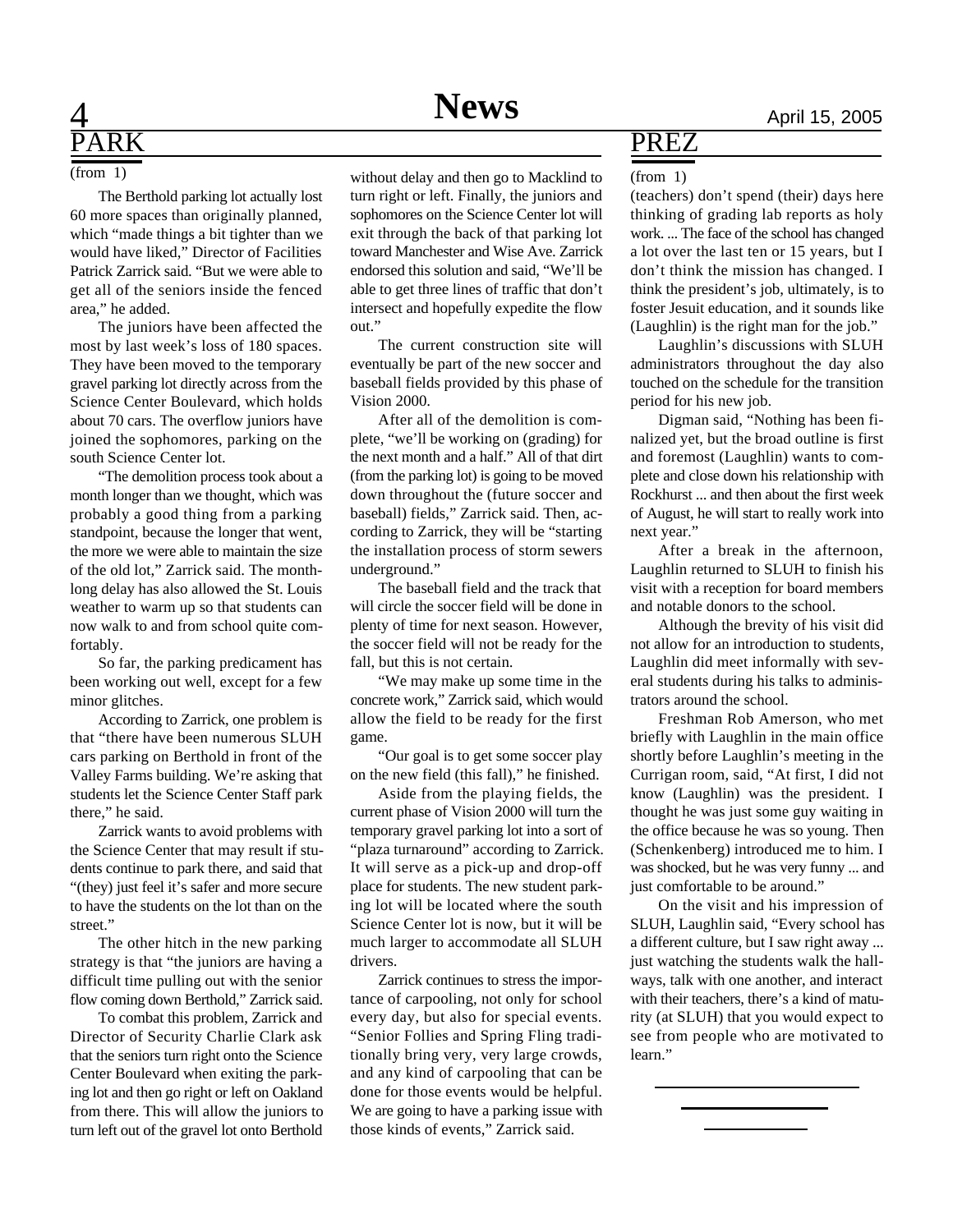## PARK

(from 1)

The Berthold parking lot actually lost 60 more spaces than originally planned, which "made things a bit tighter than we would have liked," Director of Facilities Patrick Zarrick said. "But we were able to get all of the seniors inside the fenced area," he added.

The juniors have been affected the most by last week's loss of 180 spaces. They have been moved to the temporary gravel parking lot directly across from the Science Center Boulevard, which holds about 70 cars. The overflow juniors have joined the sophomores, parking on the south Science Center lot.

"The demolition process took about a month longer than we thought, which was probably a good thing from a parking standpoint, because the longer that went, the more we were able to maintain the size of the old lot," Zarrick said. The month-long delay has also allowed the St. Louis weather to warm up so that students can now walk to and from school quite comfortably.

So far, the parking predicament has been working out well, except for a few minor glitches.

According to Zarrick, one problem is that "there have been numerous SLUH cars parking on Berthold in front of the Valley Farms building. We're asking that students let the Science Center Staff park there," he said.

Zarrick wants to avoid problems with the Science Center that may result if students continue to park there, and said that "(they) just feel it's safer and more secure to have the students on the lot than on the street."

The other hitch in the new parking strategy is that "the juniors are having a difficult time pulling out with the senior flow coming down Berthold," Zarrick said.

To combat this problem, Zarrick and Director of Security Charlie Clark ask that the seniors turn right onto the Science Center Boulevard when exiting the parking lot and then go right or left on Oakland from there. This will allow the juniors to turn left out of the gravel lot onto Berthold without delay and then go to Macklind to turn right or left. Finally, the juniors and sophomores on the Science Center lot will exit through the back of that parking lot toward Manchester and Wise Ave. Zarrick endorsed this solution and said, "We'll be able to get three lines of traffic that don't intersect and hopefully expedite the flow out."

The current construction site will eventually be part of the new soccer and baseball fields provided by this phase of Vision 2000.

After all of the demolition is complete, "we'll be working on (grading) for the next month and a half." All of that dirt (from the parking lot) is going to be moved down throughout the (future soccer and baseball) fields," Zarrick said. Then, according to Zarrick, they will be "starting the installation process of storm sewers underground."

The baseball field and the track that will circle the soccer field will be done in plenty of time for next season. However, the soccer field will not be ready for the fall, but this is not certain.

"We may make up some time in the concrete work," Zarrick said, which would allow the field to be ready for the first game.

"Our goal is to get some soccer play on the new field (this fall)," he finished.

Aside from the playing fields, the current phase of Vision 2000 will turn the temporary gravel parking lot into a sort of "plaza turnaround" according to Zarrick. It will serve as a pick-up and drop-off place for students. The new student parking lot will be located where the south Science Center lot is now, but it will be much larger to accommodate all SLUH drivers.

Zarrick continues to stress the importance of carpooling, not only for school every day, but also for special events. "Senior Follies and Spring Fling traditionally bring very, very large crowds, and any kind of carpooling that can be done for those events would be helpful. We are going to have a parking issue with those kinds of events," Zarrick said.

## PREZ

(from 1)

(teachers) don't spend (their) days here thinking of grading lab reports as holy work. ... The face of the school has changed a lot over the last ten or 15 years, but I don't think the mission has changed. I think the president's job, ultimately, is to foster Jesuit education, and it sounds like (Laughlin) is the right man for the job."

Laughlin's discussions with SLUH administrators throughout the day also touched on the schedule for the transition period for his new job.

Digman said, "Nothing has been finalized yet, but the broad outline is first and foremost (Laughlin) wants to complete and close down his relationship with Rockhurst ... and then about the first week of August, he will start to really work into next year."

After a break in the afternoon, Laughlin returned to SLUH to finish his visit with a reception for board members and notable donors to the school.

Although the brevity of his visit did not allow for an introduction to students, Laughlin did meet informally with several students during his talks to administrators around the school.

Freshman Rob Amerson, who met briefly with Laughlin in the main office shortly before Laughlin's meeting in the Currigan room, said, "At first, I did not know (Laughlin) was the president. I thought he was just some guy waiting in the office because he was so young. Then (Schenkenberg) introduced me to him. I was shocked, but he was very funny ... and just comfortable to be around."

On the visit and his impression of SLUH, Laughlin said, "Every school has a different culture, but I saw right away ... just watching the students walk the hallways, talk with one another, and interact with their teachers, there's a kind of maturity (at SLUH) that you would expect to see from people who are motivated to learn."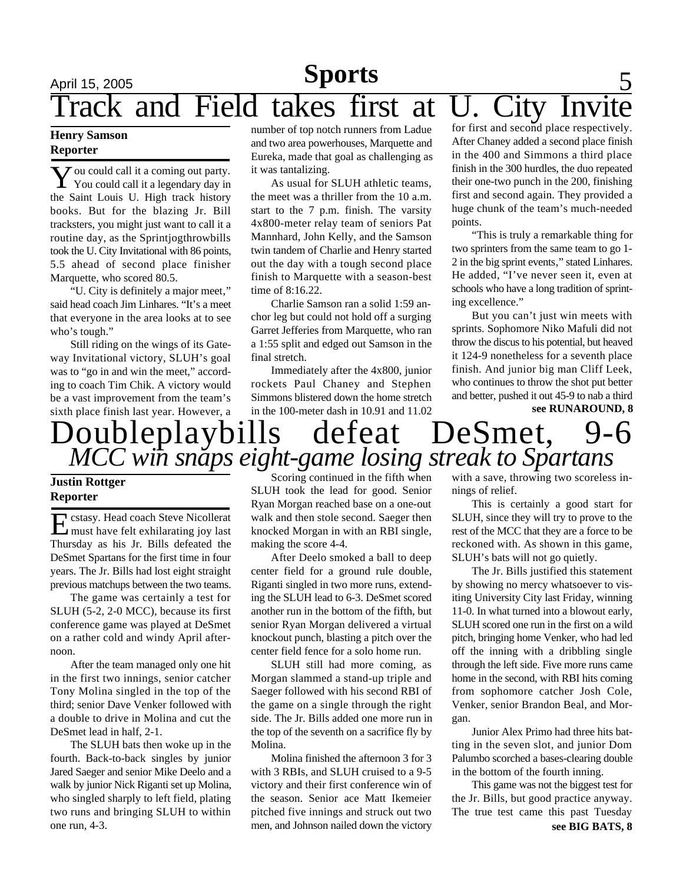# Track and Field takes first at U. City Invite

**Henry Samson**
**Reporter**

You could call it a coming out party. You could call it a legendary day in the Saint Louis U. High track history books. But for the blazing Jr. Bill tracksters, you might just want to call it a routine day, as the Sprintjogthrowbills took the U. City Invitational with 86 points, 5.5 ahead of second place finisher Marquette, who scored 80.5.

"U. City is definitely a major meet," said head coach Jim Linhares. "It's a meet that everyone in the area looks at to see who's tough."

Still riding on the wings of its Gateway Invitational victory, SLUH's goal was to "go in and win the meet," according to coach Tim Chik. A victory would be a vast improvement from the team's sixth place finish last year. However, a number of top notch runners from Ladue and two area powerhouses, Marquette and Eureka, made that goal as challenging as it was tantalizing.

As usual for SLUH athletic teams, the meet was a thriller from the 10 a.m. start to the 7 p.m. finish. The varsity 4x800-meter relay team of seniors Pat Mannhard, John Kelly, and the Samson twin tandem of Charlie and Henry started out the day with a tough second place finish to Marquette with a season-best time of 8:16.22.

Charlie Samson ran a solid 1:59 anchor leg but could not hold off a surging Garret Jefferies from Marquette, who ran a 1:55 split and edged out Samson in the final stretch.

Immediately after the 4x800, junior rockets Paul Chaney and Stephen Simmons blistered down the home stretch in the 100-meter dash in 10.91 and 11.02 for first and second place respectively. After Chaney added a second place finish in the 400 and Simmons a third place finish in the 300 hurdles, the duo repeated their one-two punch in the 200, finishing first and second again. They provided a huge chunk of the team's much-needed points.

"This is truly a remarkable thing for two sprinters from the same team to go 1-2 in the big sprint events," stated Linhares. He added, "I've never seen it, even at schools who have a long tradition of sprinting excellence."

But you can't just win meets with sprints. Sophomore Niko Mafuli did not throw the discus to his potential, but heaved it 124-9 nonetheless for a seventh place finish. And junior big man Cliff Leek, who continues to throw the shot put better and better, pushed it out 45-9 to nab a third

**see RUNAROUND, 8**

# Doubleplaybills defeat DeSmet, 9-6

## *MCC win snaps eight-game losing streak to Spartans*

**Justin Rottger**
**Reporter**

Ecstasy. Head coach Steve Nicollerat must have felt exhilarating joy last Thursday as his Jr. Bills defeated the DeSmet Spartans for the first time in four years. The Jr. Bills had lost eight straight previous matchups between the two teams.

The game was certainly a test for SLUH (5-2, 2-0 MCC), because its first conference game was played at DeSmet on a rather cold and windy April afternoon.

After the team managed only one hit in the first two innings, senior catcher Tony Molina singled in the top of the third; senior Dave Venker followed with a double to drive in Molina and cut the DeSmet lead in half, 2-1.

The SLUH bats then woke up in the fourth. Back-to-back singles by junior Jared Saeger and senior Mike Deelo and a walk by junior Nick Riganti set up Molina, who singled sharply to left field, plating two runs and bringing SLUH to within one run, 4-3.

Scoring continued in the fifth when SLUH took the lead for good. Senior Ryan Morgan reached base on a one-out walk and then stole second. Saeger then knocked Morgan in with an RBI single, making the score 4-4.

After Deelo smoked a ball to deep center field for a ground rule double, Riganti singled in two more runs, extending the SLUH lead to 6-3. DeSmet scored another run in the bottom of the fifth, but senior Ryan Morgan delivered a virtual knockout punch, blasting a pitch over the center field fence for a solo home run.

SLUH still had more coming, as Morgan slammed a stand-up triple and Saeger followed with his second RBI of the game on a single through the right side. The Jr. Bills added one more run in the top of the seventh on a sacrifice fly by Molina.

Molina finished the afternoon 3 for 3 with 3 RBIs, and SLUH cruised to a 9-5 victory and their first conference win of the season. Senior ace Matt Ikemeier pitched five innings and struck out two men, and Johnson nailed down the victory with a save, throwing two scoreless innings of relief.

This is certainly a good start for SLUH, since they will try to prove to the rest of the MCC that they are a force to be reckoned with. As shown in this game, SLUH's bats will not go quietly.

The Jr. Bills justified this statement by showing no mercy whatsoever to visiting University City last Friday, winning 11-0. In what turned into a blowout early, SLUH scored one run in the first on a wild pitch, bringing home Venker, who had led off the inning with a dribbling single through the left side. Five more runs came home in the second, with RBI hits coming from sophomore catcher Josh Cole, Venker, senior Brandon Beal, and Morgan.

Junior Alex Primo had three hits batting in the seven slot, and junior Dom Palumbo scorched a bases-clearing double in the bottom of the fourth inning.

This game was not the biggest test for the Jr. Bills, but good practice anyway. The true test came this past Tuesday

**see BIG BATS, 8**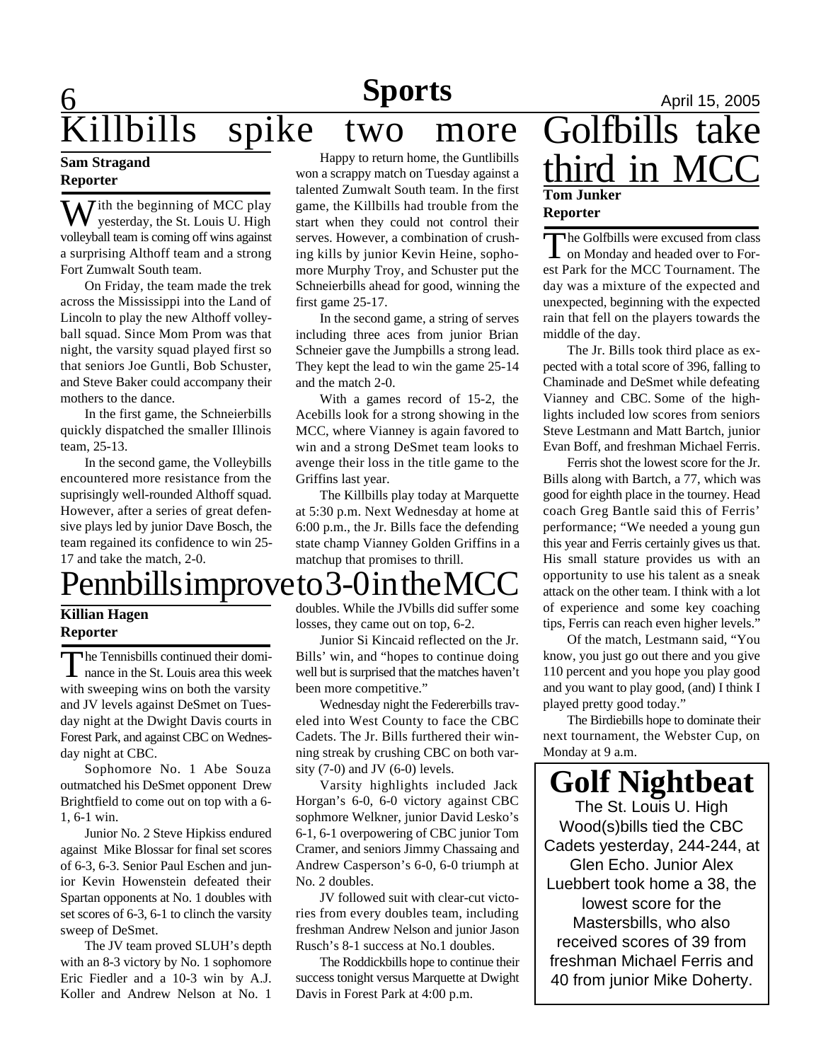# Sports

April 15, 2005

## Killbills spike two more

**Sam Stragand**
**Reporter**

With the beginning of MCC play yesterday, the St. Louis U. High volleyball team is coming off wins against a surprising Althoff team and a strong Fort Zumwalt South team.

On Friday, the team made the trek across the Mississippi into the Land of Lincoln to play the new Althoff volleyball squad. Since Mom Prom was that night, the varsity squad played first so that seniors Joe Guntli, Bob Schuster, and Steve Baker could accompany their mothers to the dance.

In the first game, the Schneierbills quickly dispatched the smaller Illinois team, 25-13.

In the second game, the Volleybills encountered more resistance from the suprisingly well-rounded Althoff squad. However, after a series of great defensive plays led by junior Dave Bosch, the team regained its confidence to win 25-17 and take the match, 2-0.

Happy to return home, the Guntlibills won a scrappy match on Tuesday against a talented Zumwalt South team. In the first game, the Killbills had trouble from the start when they could not control their serves. However, a combination of crushing kills by junior Kevin Heine, sophomore Murphy Troy, and Schuster put the Schneierbills ahead for good, winning the first game 25-17.

In the second game, a string of serves including three aces from junior Brian Schneier gave the Jumpbills a strong lead. They kept the lead to win the game 25-14 and the match 2-0.

With a games record of 15-2, the Acebills look for a strong showing in the MCC, where Vianney is again favored to win and a strong DeSmet team looks to avenge their loss in the title game to the Griffins last year.

The Killbills play today at Marquette at 5:30 p.m. Next Wednesday at home at 6:00 p.m., the Jr. Bills face the defending state champ Vianney Golden Griffins in a matchup that promises to thrill.

## Pennbills improve to 3-0 in the MCC

**Killian Hagen**
**Reporter**

The Tennisbills continued their dominance in the St. Louis area this week with sweeping wins on both the varsity and JV levels against DeSmet on Tuesday night at the Dwight Davis courts in Forest Park, and against CBC on Wednesday night at CBC.

Sophomore No. 1 Abe Souza outmatched his DeSmet opponent Drew Brightfield to come out on top with a 6-1, 6-1 win.

Junior No. 2 Steve Hipkiss endured against Mike Blossar for final set scores of 6-3, 6-3. Senior Paul Eschen and junior Kevin Howenstein defeated their Spartan opponents at No. 1 doubles with set scores of 6-3, 6-1 to clinch the varsity sweep of DeSmet.

The JV team proved SLUH's depth with an 8-3 victory by No. 1 sophomore Eric Fiedler and a 10-3 win by A.J. Koller and Andrew Nelson at No. 1 doubles. While the JVbills did suffer some losses, they came out on top, 6-2.

Junior Si Kincaid reflected on the Jr. Bills' win, and "hopes to continue doing well but is surprised that the matches haven't been more competitive."

Wednesday night the Fedfererbills traveled into West County to face the CBC Cadets. The Jr. Bills furthered their winning streak by crushing CBC on both varsity (7-0) and JV (6-0) levels.

Varsity highlights included Jack Horgan's 6-0, 6-0 victory against CBC sophomore Welkner, junior David Lesko's 6-1, 6-1 overpowering of CBC junior Tom Cramer, and seniors Jimmy Chassaing and Andrew Casperson's 6-0, 6-0 triumph at No. 2 doubles.

JV followed suit with clear-cut victories from every doubles team, including freshman Andrew Nelson and junior Jason Rusch's 8-1 success at No.1 doubles.

The Roddickbills hope to continue their success tonight versus Marquette at Dwight Davis in Forest Park at 4:00 p.m.

## Golfbills take third in MCC

**Tom Junker**
**Reporter**

The Golfbills were excused from class on Monday and headed over to Forest Park for the MCC Tournament. The day was a mixture of the expected and unexpected, beginning with the expected rain that fell on the players towards the middle of the day.

The Jr. Bills took third place as expected with a total score of 396, falling to Chaminade and DeSmet while defeating Vianney and CBC. Some of the highlights included low scores from seniors Steve Lestmann and Matt Bartch, junior Evan Boff, and freshman Michael Ferris.

Ferris shot the lowest score for the Jr. Bills along with Bartch, a 77, which was good for eighth place in the tourney. Head coach Greg Bantle said this of Ferris' performance; "We needed a young gun this year and Ferris certainly gives us that. His small stature provides us with an opportunity to use his talent as a sneak attack on the other team. I think with a lot of experience and some key coaching tips, Ferris can reach even higher levels."

Of the match, Lestmann said, "You know, you just go out there and you give 110 percent and you hope you play good and you want to play good, (and) I think I played pretty good today."

The Birdiebills hope to dominate their next tournament, the Webster Cup, on Monday at 9 a.m.

## Golf Nightbeat

The St. Louis U. High Wood(s)bills tied the CBC Cadets yesterday, 244-244, at Glen Echo. Junior Alex Luebbert took home a 38, the lowest score for the Mastersbills, who also received scores of 39 from freshman Michael Ferris and 40 from junior Mike Doherty.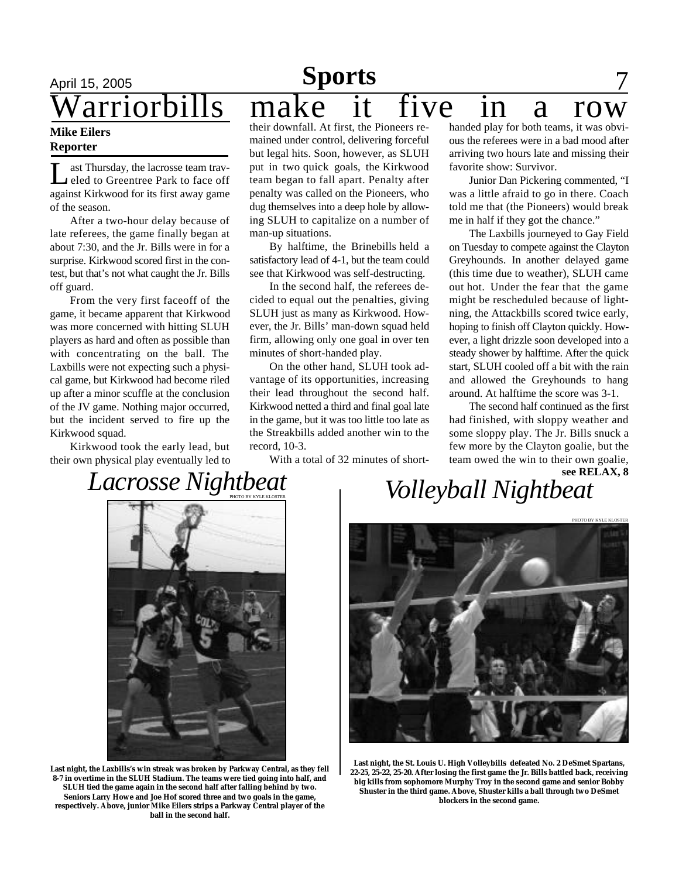# Warriorbills make it five in a row

**Mike Eilers**
**Reporter**

Last Thursday, the lacrosse team traveled to Greentree Park to face off against Kirkwood for its first away game of the season.

After a two-hour delay because of late referees, the game finally began at about 7:30, and the Jr. Bills were in for a surprise. Kirkwood scored first in the contest, but that's not what caught the Jr. Bills off guard.

From the very first faceoff of the game, it became apparent that Kirkwood was more concerned with hitting SLUH players as hard and often as possible than with concentrating on the ball. The Laxbills were not expecting such a physical game, but Kirkwood had become riled up after a minor scuffle at the conclusion of the JV game. Nothing major occurred, but the incident served to fire up the Kirkwood squad.

Kirkwood took the early lead, but their own physical play eventually led to their downfall. At first, the Pioneers remained under control, delivering forceful but legal hits. Soon, however, as SLUH put in two quick goals, the Kirkwood team began to fall apart. Penalty after penalty was called on the Pioneers, who dug themselves into a deep hole by allowing SLUH to capitalize on a number of man-up situations.

By halftime, the Brinebills held a satisfactory lead of 4-1, but the team could see that Kirkwood was self-destructing.

In the second half, the referees decided to equal out the penalties, giving SLUH just as many as Kirkwood. However, the Jr. Bills' man-down squad held firm, allowing only one goal in over ten minutes of short-handed play.

On the other hand, SLUH took advantage of its opportunities, increasing their lead throughout the second half. Kirkwood netted a third and final goal late in the game, but it was too little too late as the Streakbills added another win to the record, 10-3.

With a total of 32 minutes of short-handed play for both teams, it was obvious the referees were in a bad mood after arriving two hours late and missing their favorite show: Survivor.

Junior Dan Pickering commented, "I was a little afraid to go in there. Coach told me that (the Pioneers) would break me in half if they got the chance."

The Laxbills journeyed to Gay Field on Tuesday to compete against the Clayton Greyhounds. In another delayed game (this time due to weather), SLUH came out hot. Under the fear that the game might be rescheduled because of lightning, the Attackbills scored twice early, hoping to finish off Clayton quickly. However, a light drizzle soon developed into a steady shower by halftime. After the quick start, SLUH cooled off a bit with the rain and allowed the Greyhounds to hang around. At halftime the score was 3-1.

The second half continued as the first had finished, with sloppy weather and some sloppy play. The Jr. Bills snuck a few more by the Clayton goalie, but the team owed the win to their own goalie,

**see RELAX, 8**

## *Lacrosse Nightbeat*

PHOTO BY KYLE KLOSTER

**Last night, the Laxbills's win streak was broken by Parkway Central, as they fell 8-7 in overtime in the SLUH Stadium. The teams were tied going into half, and SLUH tied the game again in the second half after falling behind by two. Seniors Larry Howe and Joe Hof scored three and two goals in the game, respectively. Above, junior Mike Eilers strips a Parkway Central player of the ball in the second half.**

## *Volleyball Nightbeat*

PHOTO BY KYLE KLOSTER

**Last night, the St. Louis U. High Volleybills defeated No. 2 DeSmet Spartans, 22-25, 25-22, 25-20. After losing the first game the Jr. Bills battled back, receiving big kills from sophomore Murphy Troy in the second game and senior Bobby Shuster in the third game. Above, Shuster kills a ball through two DeSmet blockers in the second game.**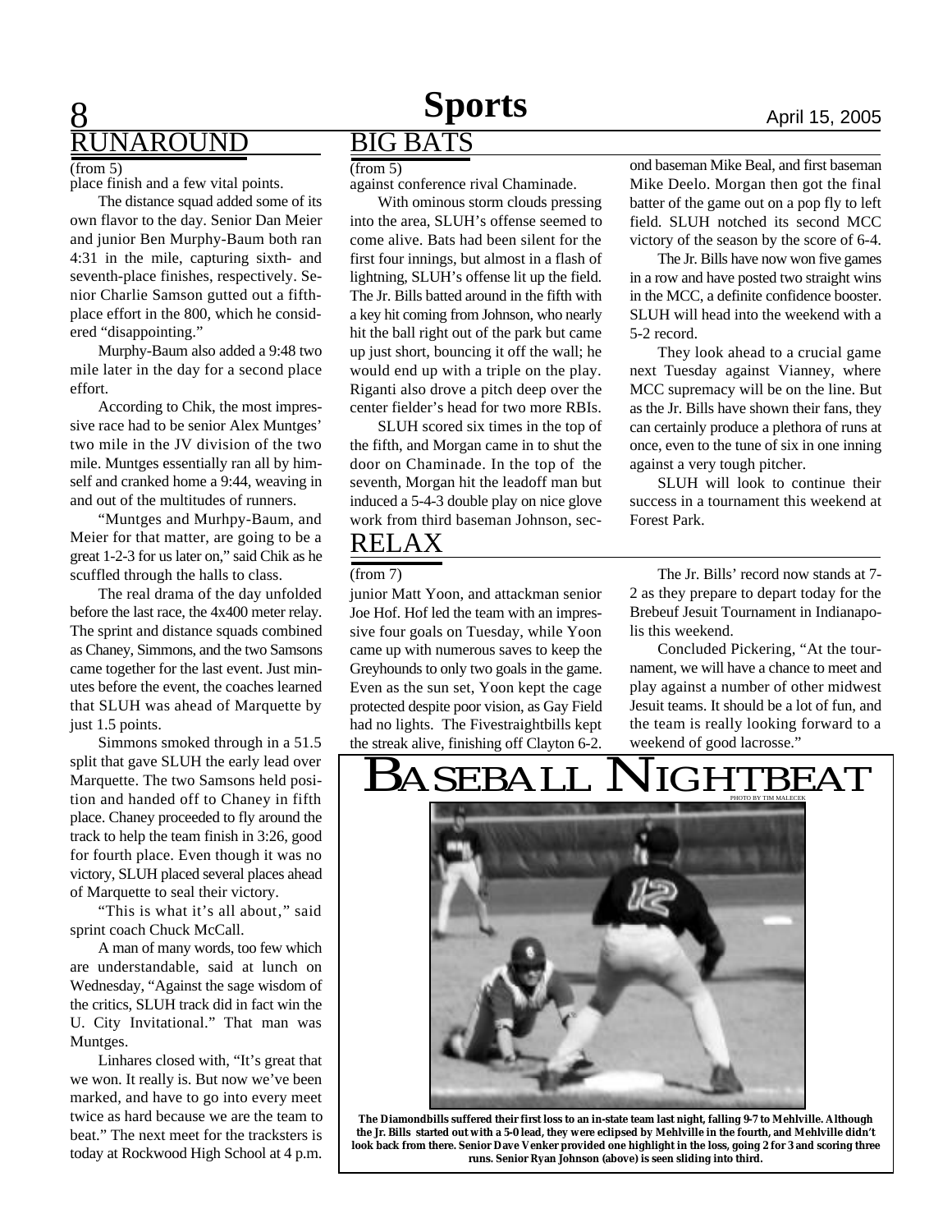## RUNAROUND

(from 5)

place finish and a few vital points.

The distance squad added some of its own flavor to the day. Senior Dan Meier and junior Ben Murphy-Baum both ran 4:31 in the mile, capturing sixth- and seventh-place finishes, respectively. Senior Charlie Samson gutted out a fifth-place effort in the 800, which he considered "disappointing."

Murphy-Baum also added a 9:48 two mile later in the day for a second place effort.

According to Chik, the most impressive race had to be senior Alex Muntges' two mile in the JV division of the two mile. Muntges essentially ran all by himself and cranked home a 9:44, weaving in and out of the multitudes of runners.

"Muntges and Murhpy-Baum, and Meier for that matter, are going to be a great 1-2-3 for us later on," said Chik as he scuffled through the halls to class.

The real drama of the day unfolded before the last race, the 4x400 meter relay. The sprint and distance squads combined as Chaney, Simmons, and the two Samsons came together for the last event. Just minutes before the event, the coaches learned that SLUH was ahead of Marquette by just 1.5 points.

Simmons smoked through in a 51.5 split that gave SLUH the early lead over Marquette. The two Samsons held position and handed off to Chaney in fifth place. Chaney proceeded to fly around the track to help the team finish in 3:26, good for fourth place. Even though it was no victory, SLUH placed several places ahead of Marquette to seal their victory.

"This is what it's all about," said sprint coach Chuck McCall.

A man of many words, too few which are understandable, said at lunch on Wednesday, "Against the sage wisdom of the critics, SLUH track did in fact win the U. City Invitational." That man was Muntges.

Linhares closed with, "It's great that we won. It really is. But now we've been marked, and have to go into every meet twice as hard because we are the team to beat." The next meet for the tracksters is today at Rockwood High School at 4 p.m.

## BIG BATS

(from 5)

against conference rival Chaminade.

With ominous storm clouds pressing into the area, SLUH's offense seemed to come alive. Bats had been silent for the first four innings, but almost in a flash of lightning, SLUH's offense lit up the field. The Jr. Bills batted around in the fifth with a key hit coming from Johnson, who nearly hit the ball right out of the park but came up just short, bouncing it off the wall; he would end up with a triple on the play. Riganti also drove a pitch deep over the center fielder's head for two more RBIs.

SLUH scored six times in the top of the fifth, and Morgan came in to shut the door on Chaminade. In the top of the seventh, Morgan hit the leadoff man but induced a 5-4-3 double play on nice glove work from third baseman Johnson, second baseman Mike Beal, and first baseman Mike Deelo. Morgan then got the final batter of the game out on a pop fly to left field. SLUH notched its second MCC victory of the season by the score of 6-4.

The Jr. Bills have now won five games in a row and have posted two straight wins in the MCC, a definite confidence booster. SLUH will head into the weekend with a 5-2 record.

They look ahead to a crucial game next Tuesday against Vianney, where MCC supremacy will be on the line. But as the Jr. Bills have shown their fans, they can certainly produce a plethora of runs at once, even to the tune of six in one inning against a very tough pitcher.

SLUH will look to continue their success in a tournament this weekend at Forest Park.

## RELAX

(from 7)

junior Matt Yoon, and attackman senior Joe Hof. Hof led the team with an impressive four goals on Tuesday, while Yoon came up with numerous saves to keep the Greyhounds to only two goals in the game. Even as the sun set, Yoon kept the cage protected despite poor vision, as Gay Field had no lights. The Fivestraightbills kept the streak alive, finishing off Clayton 6-2.

The Jr. Bills' record now stands at 7-2 as they prepare to depart today for the Brebeuf Jesuit Tournament in Indianapolis this weekend.

Concluded Pickering, "At the tournament, we will have a chance to meet and play against a number of other midwest Jesuit teams. It should be a lot of fun, and the team is really looking forward to a weekend of good lacrosse."

## BASEBALL NIGHTBEAT

PHOTO BY TIM MALECEK

**The Diamondbills suffered their first loss to an in-state team last night, falling 9-7 to Mehlville. Although the Jr. Bills started out with a 5-0 lead, they were eclipsed by Mehlville in the fourth, and Mehlville didn't look back from there. Senior Dave Venker provided one highlight in the loss, going 2 for 3 and scoring three runs. Senior Ryan Johnson (above) is seen sliding into third.**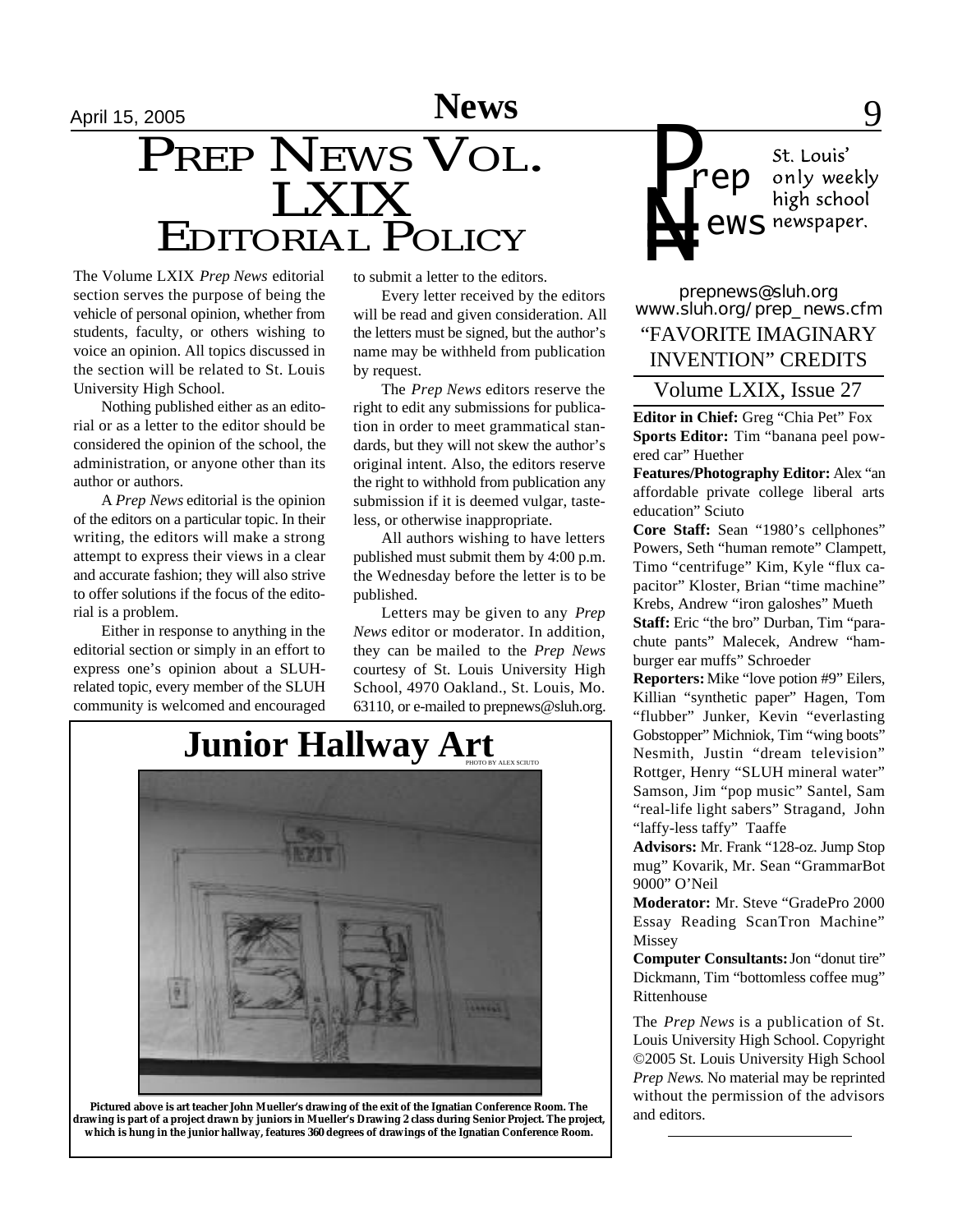# PREP NEWS VOL. LXIX EDITORIAL POLICY

The Volume LXIX *Prep News* editorial section serves the purpose of being the vehicle of personal opinion, whether from students, faculty, or others wishing to voice an opinion. All topics discussed in the section will be related to St. Louis University High School.

Nothing published either as an editorial or as a letter to the editor should be considered the opinion of the school, the administration, or anyone other than its author or authors.

A *Prep News* editorial is the opinion of the editors on a particular topic. In their writing, the editors will make a strong attempt to express their views in a clear and accurate fashion; they will also strive to offer solutions if the focus of the editorial is a problem.

Either in response to anything in the editorial section or simply in an effort to express one's opinion about a SLUH-related topic, every member of the SLUH community is welcomed and encouraged to submit a letter to the editors.

Every letter received by the editors will be read and given consideration. All the letters must be signed, but the author's name may be withheld from publication by request.

The *Prep News* editors reserve the right to edit any submissions for publication in order to meet grammatical standards, but they will not skew the author's original intent. Also, the editors reserve the right to withhold from publication any submission if it is deemed vulgar, tasteless, or otherwise inappropriate.

All authors wishing to have letters published must submit them by 4:00 p.m. the Wednesday before the letter is to be published.

Letters may be given to any *Prep News* editor or moderator. In addition, they can be mailed to the *Prep News* courtesy of St. Louis University High School, 4970 Oakland., St. Louis, Mo. 63110, or e-mailed to prepnews@sluh.org.

## Junior Hallway Art

PHOTO BY ALEX SCIUTO

**Pictured above is art teacher John Mueller's drawing of the exit of the Ignatian Conference Room. The drawing is part of a project drawn by juniors in Mueller's Drawing 2 class during Senior Project. The project, which is hung in the junior hallway, features 360 degrees of drawings of the Ignatian Conference Room.**

---

**Prep News** — St. Louis' only weekly high school newspaper.

prepnews@sluh.org
www.sluh.org/prep_news.cfm

### "FAVORITE IMAGINARY INVENTION" CREDITS

### Volume LXIX, Issue 27

**Editor in Chief:** Greg "Chia Pet" Fox

**Sports Editor:** Tim "banana peel powered car" Huether

**Features/Photography Editor:** Alex "an affordable private college liberal arts education" Sciuto

**Core Staff:** Sean "1980's cellphones" Powers, Seth "human remote" Clampett, Timo "centrifuge" Kim, Kyle "flux capacitor" Kloster, Brian "time machine" Krebs, Andrew "iron galoshes" Mueth

**Staff:** Eric "the bro" Durban, Tim "parachute pants" Malecek, Andrew "hamburger ear muffs" Schroeder

**Reporters:** Mike "love potion #9" Eilers, Killian "synthetic paper" Hagen, Tom "flubber" Junker, Kevin "everlasting Gobstopper" Michniok, Tim "wing boots" Nesmith, Justin "dream television" Rottger, Henry "SLUH mineral water" Samson, Jim "pop music" Santel, Sam "real-life light sabers" Stragand, John "laffy-less taffy" Taaffe

**Advisors:** Mr. Frank "128-oz. Jump Stop mug" Kovarik, Mr. Sean "GrammarBot 9000" O'Neil

**Moderator:** Mr. Steve "GradePro 2000 Essay Reading ScanTron Machine" Missey

**Computer Consultants:** Jon "donut tire" Dickmann, Tim "bottomless coffee mug" Rittenhouse

The *Prep News* is a publication of St. Louis University High School. Copyright ©2005 St. Louis University High School *Prep News*. No material may be reprinted without the permission of the advisors and editors.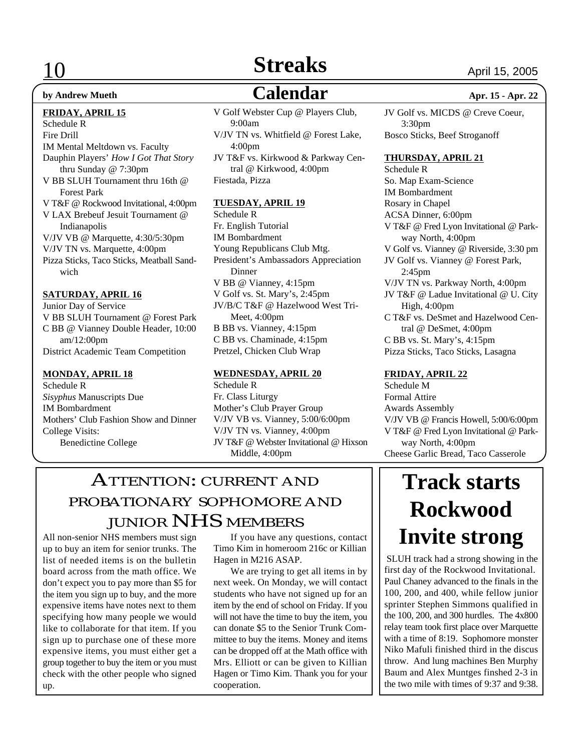# Streaks

## Calendar

by Andrew Mueth

Apr. 15 - Apr. 22

**FRIDAY, APRIL 15**

Schedule R
Fire Drill
IM Mental Meltdown vs. Faculty
Dauphin Players' *How I Got That Story* thru Sunday @ 7:30pm
V BB SLUH Tournament thru 16th @ Forest Park
V T&F @ Rockwood Invitational, 4:00pm
V LAX Brebeuf Jesuit Tournament @ Indianapolis
V/JV VB @ Marquette, 4:30/5:30pm
V/JV TN vs. Marquette, 4:00pm
Pizza Sticks, Taco Sticks, Meatball Sandwich

**SATURDAY, APRIL 16**

Junior Day of Service
V BB SLUH Tournament @ Forest Park
C BB @ Vianney Double Header, 10:00 am/12:00pm
District Academic Team Competition

**MONDAY, APRIL 18**

Schedule R
*Sisyphus* Manuscripts Due
IM Bombardment
Mothers' Club Fashion Show and Dinner
College Visits:
Benedictine College
V Golf Webster Cup @ Players Club, 9:00am
V/JV TN vs. Whitfield @ Forest Lake, 4:00pm
JV T&F vs. Kirkwood & Parkway Central @ Kirkwood, 4:00pm
Fiestada, Pizza

**TUESDAY, APRIL 19**

Schedule R
Fr. English Tutorial
IM Bombardment
Young Republicans Club Mtg.
President's Ambassadors Appreciation Dinner
V BB @ Vianney, 4:15pm
V Golf vs. St. Mary's, 2:45pm
JV/B/C T&F @ Hazelwood West Tri-Meet, 4:00pm
B BB vs. Vianney, 4:15pm
C BB vs. Chaminade, 4:15pm
Pretzel, Chicken Club Wrap

**WEDNESDAY, APRIL 20**

Schedule R
Fr. Class Liturgy
Mother's Club Prayer Group
V/JV VB vs. Vianney, 5:00/6:00pm
V/JV TN vs. Vianney, 4:00pm
JV T&F @ Webster Invitational @ Hixson Middle, 4:00pm
JV Golf vs. MICDS @ Creve Coeur, 3:30pm
Bosco Sticks, Beef Stroganoff

**THURSDAY, APRIL 21**

Schedule R
So. Map Exam-Science
IM Bombardment
Rosary in Chapel
ACSA Dinner, 6:00pm
V T&F @ Fred Lyon Invitational @ Parkway North, 4:00pm
V Golf vs. Vianney @ Riverside, 3:30 pm
JV Golf vs. Vianney @ Forest Park, 2:45pm
V/JV TN vs. Parkway North, 4:00pm
JV T&F @ Ladue Invitational @ U. City High, 4:00pm
C T&F vs. DeSmet and Hazelwood Central @ DeSmet, 4:00pm
C BB vs. St. Mary's, 4:15pm
Pizza Sticks, Taco Sticks, Lasagna

**FRIDAY, APRIL 22**

Schedule M
Formal Attire
Awards Assembly
V/JV VB @ Francis Howell, 5:00/6:00pm
V T&F @ Fred Lyon Invitational @ Parkway North, 4:00pm
Cheese Garlic Bread, Taco Casserole

## ATTENTION: CURRENT AND PROBATIONARY SOPHOMORE AND JUNIOR NHS MEMBERS

All non-senior NHS members must sign up to buy an item for senior trunks. The list of needed items is on the bulletin board across from the math office. We don't expect you to pay more than $5 for the item you sign up to buy, and the more expensive items have notes next to them specifying how many people we would like to collaborate for that item. If you sign up to purchase one of these more expensive items, you must either get a group together to buy the item or you must check with the other people who signed up.

If you have any questions, contact Timo Kim in homeroom 216c or Killian Hagen in M216 ASAP.

We are trying to get all items in by next week. On Monday, we will contact students who have not signed up for an item by the end of school on Friday. If you will not have the time to buy the item, you can donate $5 to the Senior Trunk Committee to buy the items. Money and items can be dropped off at the Math office with Mrs. Elliott or can be given to Killian Hagen or Timo Kim. Thank you for your cooperation.

## Track starts Rockwood Invite strong

SLUH track had a strong showing in the first day of the Rockwood Invitational. Paul Chaney advanced to the finals in the 100, 200, and 400, while fellow junior sprinter Stephen Simmons qualified in the 100, 200, and 300 hurdles. The 4x800 relay team took first place over Marquette with a time of 8:19. Sophomore monster Niko Mafuli finished third in the discus throw. And lung machines Ben Murphy Baum and Alex Muntges finshed 2-3 in the two mile with times of 9:37 and 9:38.